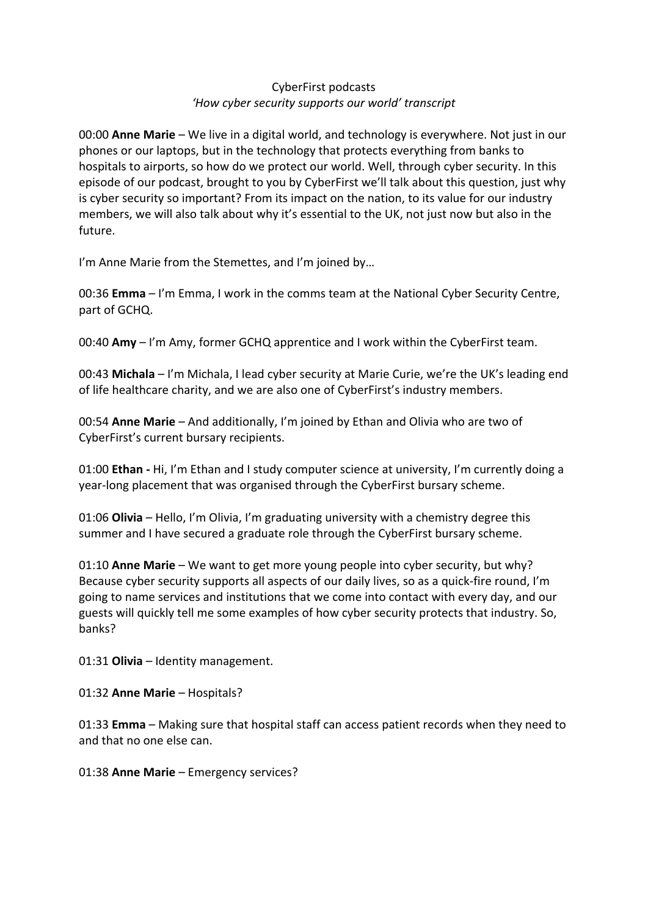CyberFirst podcasts

*'How cyber security supports our world' transcript*

00:00 **Anne Marie** – We live in a digital world, and technology is everywhere. Not just in our phones or our laptops, but in the technology that protects everything from banks to hospitals to airports, so how do we protect our world. Well, through cyber security. In this episode of our podcast, brought to you by CyberFirst we'll talk about this question, just why is cyber security so important? From its impact on the nation, to its value for our industry members, we will also talk about why it's essential to the UK, not just now but also in the future.

I'm Anne Marie from the Stemettes, and I'm joined by…

00:36 **Emma** – I'm Emma, I work in the comms team at the National Cyber Security Centre, part of GCHQ.

00:40 **Amy** – I'm Amy, former GCHQ apprentice and I work within the CyberFirst team.

00:43 **Michala** – I'm Michala, I lead cyber security at Marie Curie, we're the UK's leading end of life healthcare charity, and we are also one of CyberFirst's industry members.

00:54 **Anne Marie** – And additionally, I'm joined by Ethan and Olivia who are two of CyberFirst's current bursary recipients.

01:00 **Ethan -** Hi, I'm Ethan and I study computer science at university, I'm currently doing a year-long placement that was organised through the CyberFirst bursary scheme.

01:06 **Olivia** – Hello, I'm Olivia, I'm graduating university with a chemistry degree this summer and I have secured a graduate role through the CyberFirst bursary scheme.

01:10 **Anne Marie** – We want to get more young people into cyber security, but why? Because cyber security supports all aspects of our daily lives, so as a quick-fire round, I'm going to name services and institutions that we come into contact with every day, and our guests will quickly tell me some examples of how cyber security protects that industry. So, banks?

01:31 **Olivia** – Identity management.

01:32 **Anne Marie** – Hospitals?

01:33 **Emma** – Making sure that hospital staff can access patient records when they need to and that no one else can.

01:38 **Anne Marie** – Emergency services?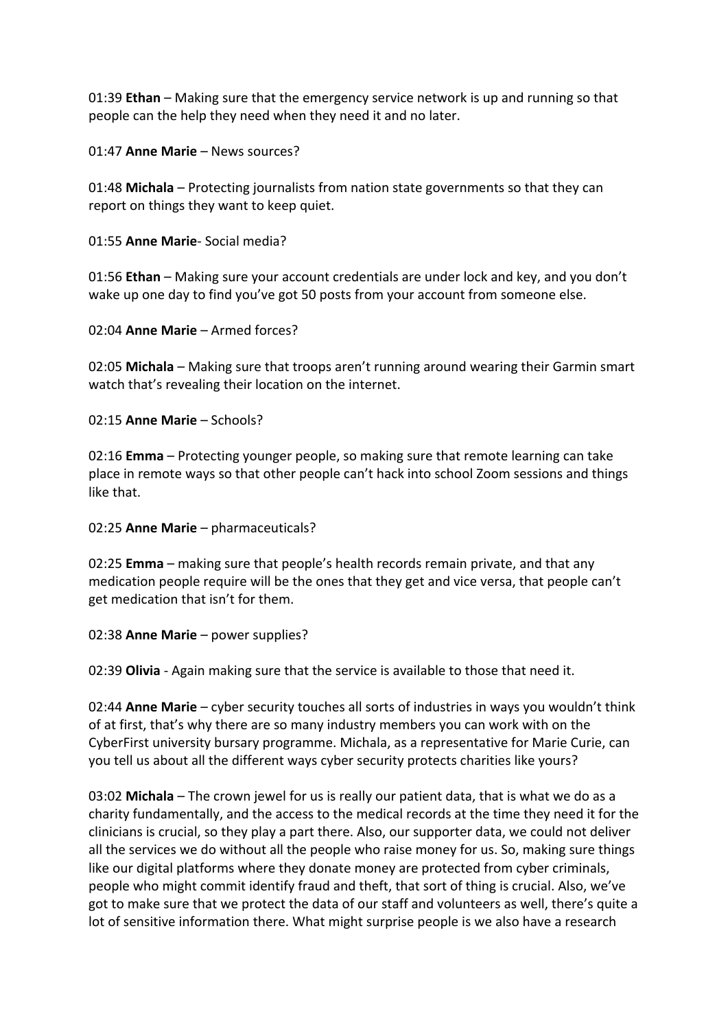01:39 **Ethan** – Making sure that the emergency service network is up and running so that people can the help they need when they need it and no later.

01:47 **Anne Marie** – News sources?

01:48 **Michala** – Protecting journalists from nation state governments so that they can report on things they want to keep quiet.

01:55 **Anne Marie**- Social media?

01:56 **Ethan** – Making sure your account credentials are under lock and key, and you don't wake up one day to find you've got 50 posts from your account from someone else.

02:04 **Anne Marie** – Armed forces?

02:05 **Michala** – Making sure that troops aren't running around wearing their Garmin smart watch that's revealing their location on the internet.

02:15 **Anne Marie** – Schools?

02:16 **Emma** – Protecting younger people, so making sure that remote learning can take place in remote ways so that other people can't hack into school Zoom sessions and things like that.

02:25 **Anne Marie** – pharmaceuticals?

02:25 **Emma** – making sure that people's health records remain private, and that any medication people require will be the ones that they get and vice versa, that people can't get medication that isn't for them.

02:38 **Anne Marie** – power supplies?

02:39 **Olivia** - Again making sure that the service is available to those that need it.

02:44 **Anne Marie** – cyber security touches all sorts of industries in ways you wouldn't think of at first, that's why there are so many industry members you can work with on the CyberFirst university bursary programme. Michala, as a representative for Marie Curie, can you tell us about all the different ways cyber security protects charities like yours?

03:02 **Michala** – The crown jewel for us is really our patient data, that is what we do as a charity fundamentally, and the access to the medical records at the time they need it for the clinicians is crucial, so they play a part there. Also, our supporter data, we could not deliver all the services we do without all the people who raise money for us. So, making sure things like our digital platforms where they donate money are protected from cyber criminals, people who might commit identify fraud and theft, that sort of thing is crucial. Also, we've got to make sure that we protect the data of our staff and volunteers as well, there's quite a lot of sensitive information there. What might surprise people is we also have a research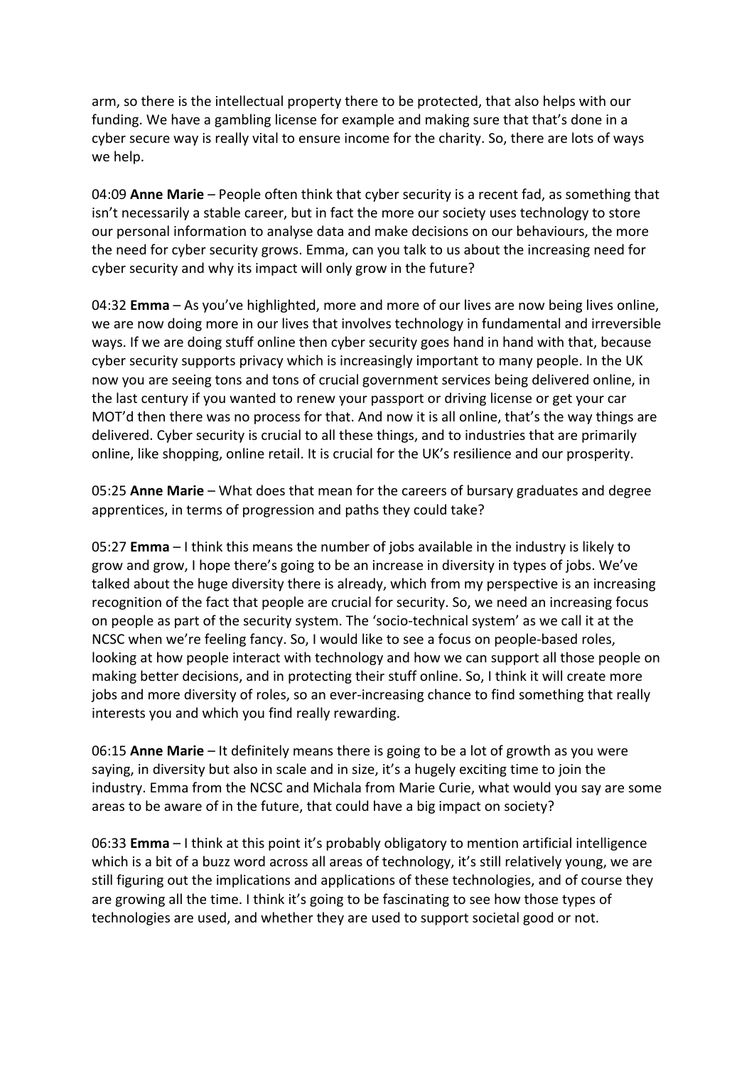arm, so there is the intellectual property there to be protected, that also helps with our funding. We have a gambling license for example and making sure that that's done in a cyber secure way is really vital to ensure income for the charity. So, there are lots of ways we help.

04:09 **Anne Marie** – People often think that cyber security is a recent fad, as something that isn't necessarily a stable career, but in fact the more our society uses technology to store our personal information to analyse data and make decisions on our behaviours, the more the need for cyber security grows. Emma, can you talk to us about the increasing need for cyber security and why its impact will only grow in the future?

04:32 **Emma** – As you've highlighted, more and more of our lives are now being lives online, we are now doing more in our lives that involves technology in fundamental and irreversible ways. If we are doing stuff online then cyber security goes hand in hand with that, because cyber security supports privacy which is increasingly important to many people. In the UK now you are seeing tons and tons of crucial government services being delivered online, in the last century if you wanted to renew your passport or driving license or get your car MOT'd then there was no process for that. And now it is all online, that's the way things are delivered. Cyber security is crucial to all these things, and to industries that are primarily online, like shopping, online retail. It is crucial for the UK's resilience and our prosperity.

05:25 **Anne Marie** – What does that mean for the careers of bursary graduates and degree apprentices, in terms of progression and paths they could take?

05:27 **Emma** – I think this means the number of jobs available in the industry is likely to grow and grow, I hope there's going to be an increase in diversity in types of jobs. We've talked about the huge diversity there is already, which from my perspective is an increasing recognition of the fact that people are crucial for security. So, we need an increasing focus on people as part of the security system. The 'socio-technical system' as we call it at the NCSC when we're feeling fancy. So, I would like to see a focus on people-based roles, looking at how people interact with technology and how we can support all those people on making better decisions, and in protecting their stuff online. So, I think it will create more jobs and more diversity of roles, so an ever-increasing chance to find something that really interests you and which you find really rewarding.

06:15 **Anne Marie** – It definitely means there is going to be a lot of growth as you were saying, in diversity but also in scale and in size, it's a hugely exciting time to join the industry. Emma from the NCSC and Michala from Marie Curie, what would you say are some areas to be aware of in the future, that could have a big impact on society?

06:33 **Emma** – I think at this point it's probably obligatory to mention artificial intelligence which is a bit of a buzz word across all areas of technology, it's still relatively young, we are still figuring out the implications and applications of these technologies, and of course they are growing all the time. I think it's going to be fascinating to see how those types of technologies are used, and whether they are used to support societal good or not.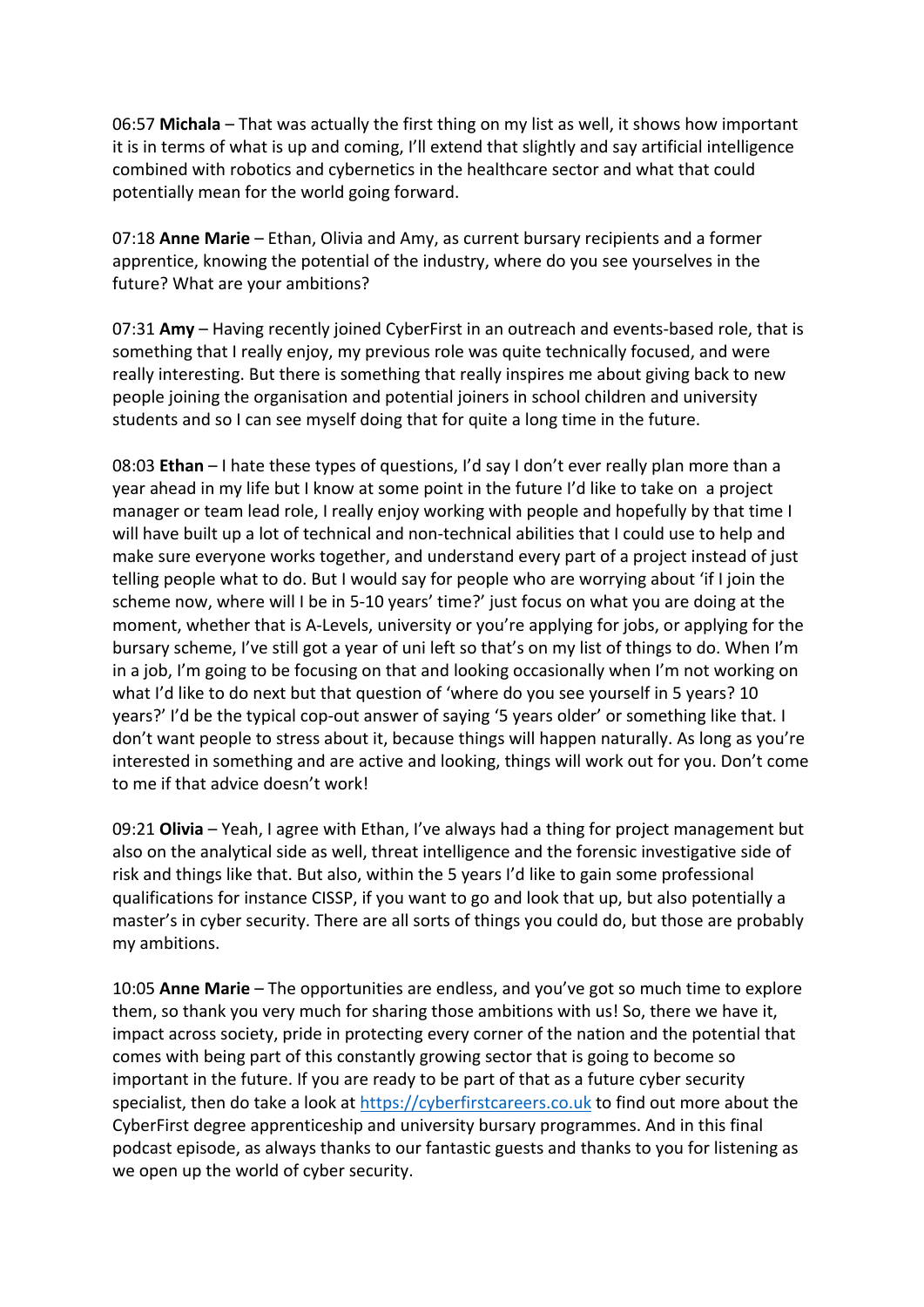06:57 **Michala** – That was actually the first thing on my list as well, it shows how important it is in terms of what is up and coming, I'll extend that slightly and say artificial intelligence combined with robotics and cybernetics in the healthcare sector and what that could potentially mean for the world going forward.

07:18 **Anne Marie** – Ethan, Olivia and Amy, as current bursary recipients and a former apprentice, knowing the potential of the industry, where do you see yourselves in the future? What are your ambitions?

07:31 **Amy** – Having recently joined CyberFirst in an outreach and events-based role, that is something that I really enjoy, my previous role was quite technically focused, and were really interesting. But there is something that really inspires me about giving back to new people joining the organisation and potential joiners in school children and university students and so I can see myself doing that for quite a long time in the future.

08:03 **Ethan** – I hate these types of questions, I'd say I don't ever really plan more than a year ahead in my life but I know at some point in the future I'd like to take on a project manager or team lead role, I really enjoy working with people and hopefully by that time I will have built up a lot of technical and non-technical abilities that I could use to help and make sure everyone works together, and understand every part of a project instead of just telling people what to do. But I would say for people who are worrying about 'if I join the scheme now, where will I be in 5-10 years' time?' just focus on what you are doing at the moment, whether that is A-Levels, university or you're applying for jobs, or applying for the bursary scheme, I've still got a year of uni left so that's on my list of things to do. When I'm in a job, I'm going to be focusing on that and looking occasionally when I'm not working on what I'd like to do next but that question of 'where do you see yourself in 5 years? 10 years?' I'd be the typical cop-out answer of saying '5 years older' or something like that. I don't want people to stress about it, because things will happen naturally. As long as you're interested in something and are active and looking, things will work out for you. Don't come to me if that advice doesn't work!

09:21 **Olivia** – Yeah, I agree with Ethan, I've always had a thing for project management but also on the analytical side as well, threat intelligence and the forensic investigative side of risk and things like that. But also, within the 5 years I'd like to gain some professional qualifications for instance CISSP, if you want to go and look that up, but also potentially a master's in cyber security. There are all sorts of things you could do, but those are probably my ambitions.

10:05 **Anne Marie** – The opportunities are endless, and you've got so much time to explore them, so thank you very much for sharing those ambitions with us! So, there we have it, impact across society, pride in protecting every corner of the nation and the potential that comes with being part of this constantly growing sector that is going to become so important in the future. If you are ready to be part of that as a future cyber security specialist, then do take a look at https://cyberfirstcareers.co.uk to find out more about the CyberFirst degree apprenticeship and university bursary programmes. And in this final podcast episode, as always thanks to our fantastic guests and thanks to you for listening as we open up the world of cyber security.